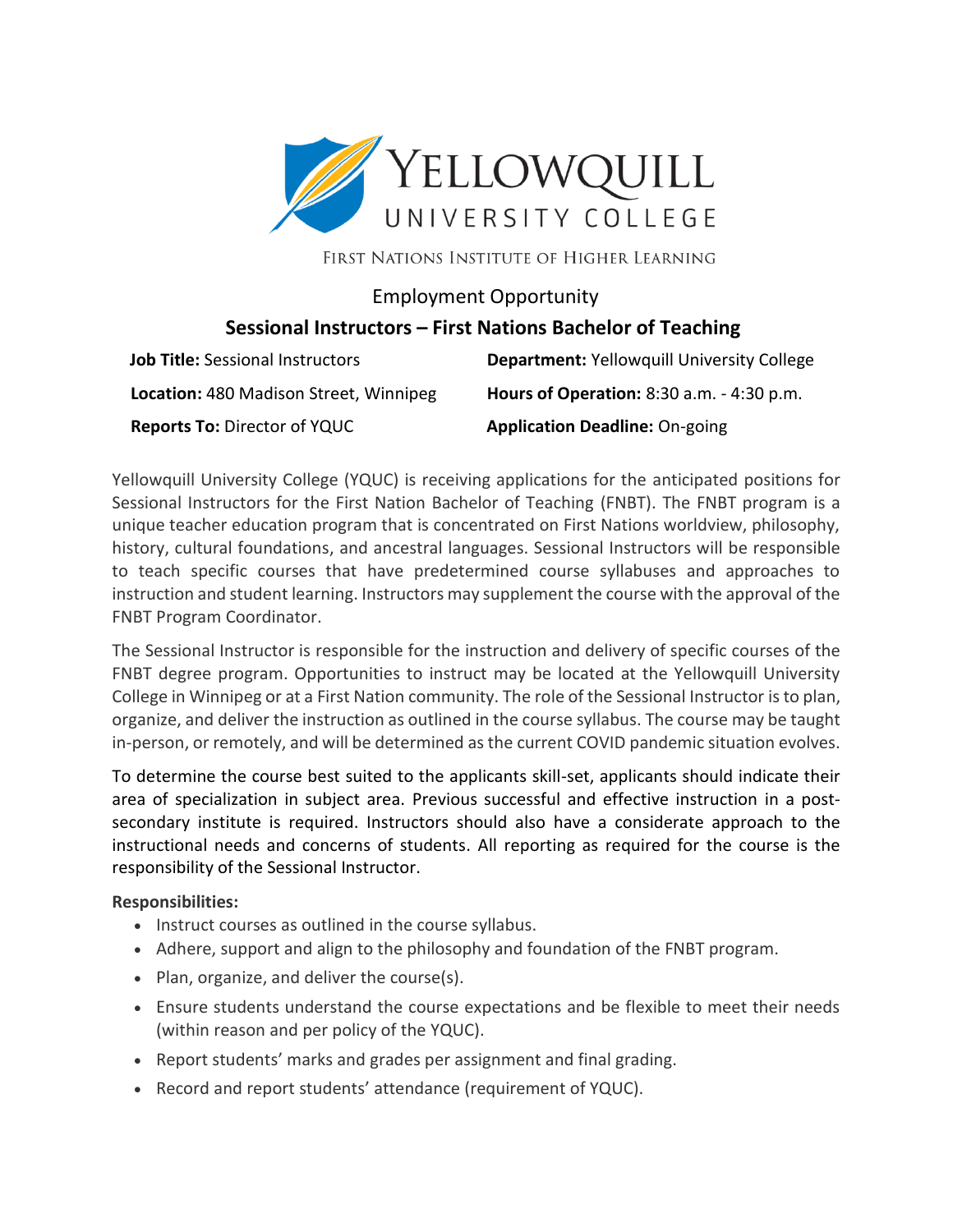Yellowquill University College

First Nations Institute of Higher Learning

Employment Opportunity

## Sessional Instructors – First Nations Bachelor of Teaching

**Job Title:** Sessional Instructors

**Department:** Yellowquill University College

**Location:** 480 Madison Street, Winnipeg

**Hours of Operation:** 8:30 a.m. - 4:30 p.m.

**Reports To:** Director of YQUC

**Application Deadline:** On-going

Yellowquill University College (YQUC) is receiving applications for the anticipated positions for Sessional Instructors for the First Nation Bachelor of Teaching (FNBT). The FNBT program is a unique teacher education program that is concentrated on First Nations worldview, philosophy, history, cultural foundations, and ancestral languages. Sessional Instructors will be responsible to teach specific courses that have predetermined course syllabuses and approaches to instruction and student learning. Instructors may supplement the course with the approval of the FNBT Program Coordinator.

The Sessional Instructor is responsible for the instruction and delivery of specific courses of the FNBT degree program. Opportunities to instruct may be located at the Yellowquill University College in Winnipeg or at a First Nation community. The role of the Sessional Instructor is to plan, organize, and deliver the instruction as outlined in the course syllabus. The course may be taught in-person, or remotely, and will be determined as the current COVID pandemic situation evolves.

To determine the course best suited to the applicants skill-set, applicants should indicate their area of specialization in subject area. Previous successful and effective instruction in a post-secondary institute is required. Instructors should also have a considerate approach to the instructional needs and concerns of students. All reporting as required for the course is the responsibility of the Sessional Instructor.

**Responsibilities:**

- Instruct courses as outlined in the course syllabus.
- Adhere, support and align to the philosophy and foundation of the FNBT program.
- Plan, organize, and deliver the course(s).
- Ensure students understand the course expectations and be flexible to meet their needs (within reason and per policy of the YQUC).
- Report students' marks and grades per assignment and final grading.
- Record and report students' attendance (requirement of YQUC).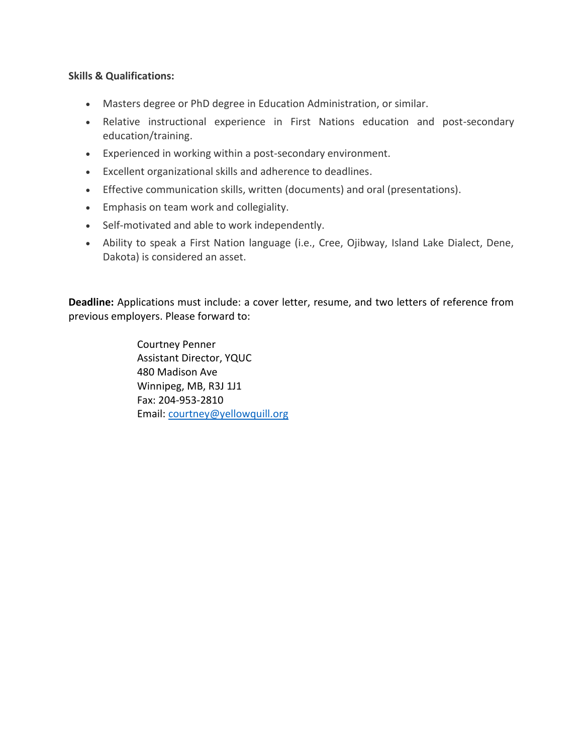**Skills & Qualifications:**

- Masters degree or PhD degree in Education Administration, or similar.
- Relative instructional experience in First Nations education and post-secondary education/training.
- Experienced in working within a post-secondary environment.
- Excellent organizational skills and adherence to deadlines.
- Effective communication skills, written (documents) and oral (presentations).
- Emphasis on team work and collegiality.
- Self-motivated and able to work independently.
- Ability to speak a First Nation language (i.e., Cree, Ojibway, Island Lake Dialect, Dene, Dakota) is considered an asset.

**Deadline:** Applications must include: a cover letter, resume, and two letters of reference from previous employers. Please forward to:

Courtney Penner
Assistant Director, YQUC
480 Madison Ave
Winnipeg, MB, R3J 1J1
Fax: 204-953-2810
Email: courtney@yellowquill.org